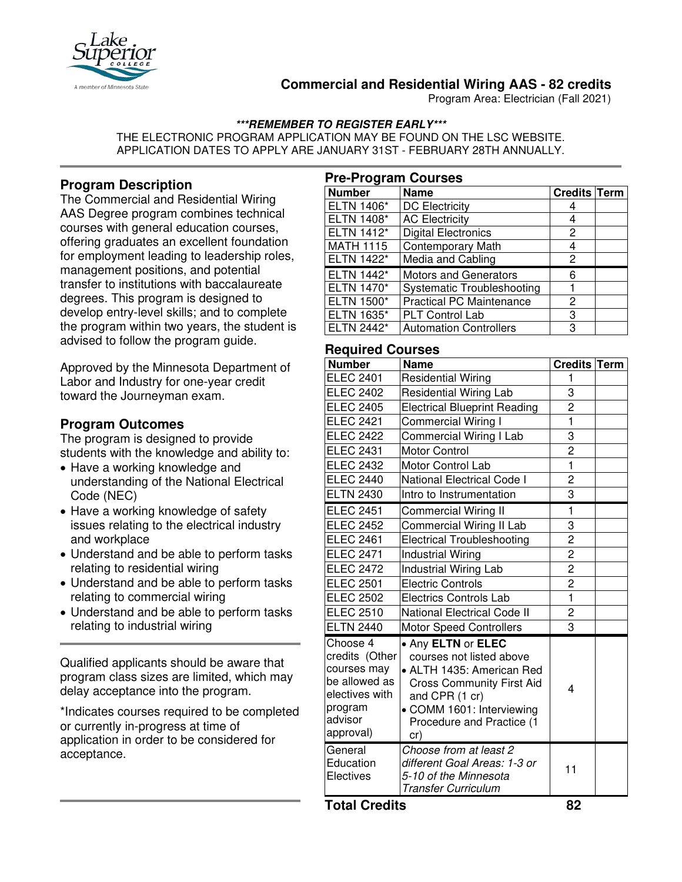# Commercial and Residential Wiring AAS - 82 credits

Program Area: Electrician (Fall 2021)

***REMEMBER TO REGISTER EARLY***

THE ELECTRONIC PROGRAM APPLICATION MAY BE FOUND ON THE LSC WEBSITE.
APPLICATION DATES TO APPLY ARE JANUARY 31ST - FEBRUARY 28TH ANNUALLY.

## Program Description

The Commercial and Residential Wiring AAS Degree program combines technical courses with general education courses, offering graduates an excellent foundation for employment leading to leadership roles, management positions, and potential transfer to institutions with baccalaureate degrees. This program is designed to develop entry-level skills; and to complete the program within two years, the student is advised to follow the program guide.

Approved by the Minnesota Department of Labor and Industry for one-year credit toward the Journeyman exam.

## Program Outcomes

The program is designed to provide students with the knowledge and ability to:

- Have a working knowledge and understanding of the National Electrical Code (NEC)
- Have a working knowledge of safety issues relating to the electrical industry and workplace
- Understand and be able to perform tasks relating to residential wiring
- Understand and be able to perform tasks relating to commercial wiring
- Understand and be able to perform tasks relating to industrial wiring

Qualified applicants should be aware that program class sizes are limited, which may delay acceptance into the program.

*Indicates courses required to be completed or currently in-progress at time of application in order to be considered for acceptance.

## Pre-Program Courses

| Number | Name | Credits | Term |
|---|---|---|---|
| ELTN 1406* | DC Electricity | 4 | |
| ELTN 1408* | AC Electricity | 4 | |
| ELTN 1412* | Digital Electronics | 2 | |
| MATH 1115 | Contemporary Math | 4 | |
| ELTN 1422* | Media and Cabling | 2 | |
| ELTN 1442* | Motors and Generators | 6 | |
| ELTN 1470* | Systematic Troubleshooting | 1 | |
| ELTN 1500* | Practical PC Maintenance | 2 | |
| ELTN 1635* | PLT Control Lab | 3 | |
| ELTN 2442* | Automation Controllers | 3 | |

## Required Courses

| Number | Name | Credits | Term |
|---|---|---|---|
| ELEC 2401 | Residential Wiring | 1 | |
| ELEC 2402 | Residential Wiring Lab | 3 | |
| ELEC 2405 | Electrical Blueprint Reading | 2 | |
| ELEC 2421 | Commercial Wiring I | 1 | |
| ELEC 2422 | Commercial Wiring I Lab | 3 | |
| ELEC 2431 | Motor Control | 2 | |
| ELEC 2432 | Motor Control Lab | 1 | |
| ELEC 2440 | National Electrical Code I | 2 | |
| ELTN 2430 | Intro to Instrumentation | 3 | |
| ELEC 2451 | Commercial Wiring II | 1 | |
| ELEC 2452 | Commercial Wiring II Lab | 3 | |
| ELEC 2461 | Electrical Troubleshooting | 2 | |
| ELEC 2471 | Industrial Wiring | 2 | |
| ELEC 2472 | Industrial Wiring Lab | 2 | |
| ELEC 2501 | Electric Controls | 2 | |
| ELEC 2502 | Electrics Controls Lab | 1 | |
| ELEC 2510 | National Electrical Code II | 2 | |
| ELTN 2440 | Motor Speed Controllers | 3 | |
| Choose 4 credits (Other courses may be allowed as electives with program advisor approval) | • Any **ELTN** or **ELEC** courses not listed above • ALTH 1435: American Red Cross Community First Aid and CPR (1 cr) • COMM 1601: Interviewing Procedure and Practice (1 cr) | 4 | |
| General Education Electives | *Choose from at least 2 different Goal Areas: 1-3 or 5-10 of the Minnesota Transfer Curriculum* | 11 | |
| **Total Credits** | | **82** | |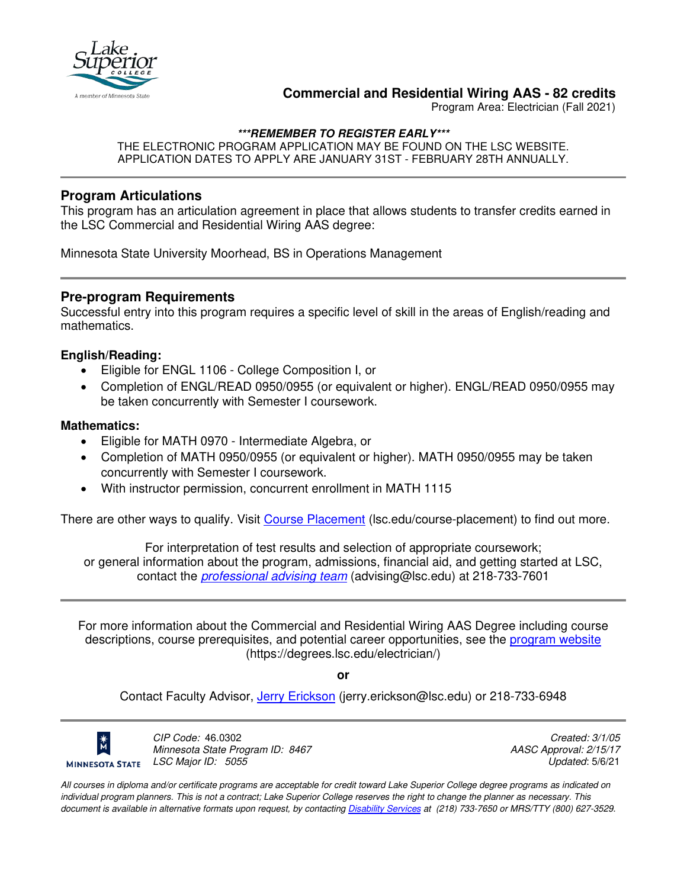# Commercial and Residential Wiring AAS - 82 credits

Program Area: Electrician (Fall 2021)

***REMEMBER TO REGISTER EARLY***

THE ELECTRONIC PROGRAM APPLICATION MAY BE FOUND ON THE LSC WEBSITE.
APPLICATION DATES TO APPLY ARE JANUARY 31ST - FEBRUARY 28TH ANNUALLY.

---

## Program Articulations

This program has an articulation agreement in place that allows students to transfer credits earned in the LSC Commercial and Residential Wiring AAS degree:

Minnesota State University Moorhead, BS in Operations Management

---

## Pre-program Requirements

Successful entry into this program requires a specific level of skill in the areas of English/reading and mathematics.

### English/Reading:

- Eligible for ENGL 1106 - College Composition I, or
- Completion of ENGL/READ 0950/0955 (or equivalent or higher). ENGL/READ 0950/0955 may be taken concurrently with Semester I coursework.

### Mathematics:

- Eligible for MATH 0970 - Intermediate Algebra, or
- Completion of MATH 0950/0955 (or equivalent or higher). MATH 0950/0955 may be taken concurrently with Semester I coursework.
- With instructor permission, concurrent enrollment in MATH 1115

There are other ways to qualify. Visit Course Placement (lsc.edu/course-placement) to find out more.

For interpretation of test results and selection of appropriate coursework; or general information about the program, admissions, financial aid, and getting started at LSC, contact the *professional advising team* (advising@lsc.edu) at 218-733-7601

---

For more information about the Commercial and Residential Wiring AAS Degree including course descriptions, course prerequisites, and potential career opportunities, see the program website (https://degrees.lsc.edu/electrician/)

**or**

Contact Faculty Advisor, Jerry Erickson (jerry.erickson@lsc.edu) or 218-733-6948

---

*CIP Code:* 46.0302
*Minnesota State Program ID: 8467*
*LSC Major ID: 5055*

*Created: 3/1/05*
*AASC Approval: 2/15/17*
*Updated*: 5/6/21

*All courses in diploma and/or certificate programs are acceptable for credit toward Lake Superior College degree programs as indicated on individual program planners. This is not a contract; Lake Superior College reserves the right to change the planner as necessary. This document is available in alternative formats upon request, by contacting Disability Services at (218) 733-7650 or MRS/TTY (800) 627-3529.*